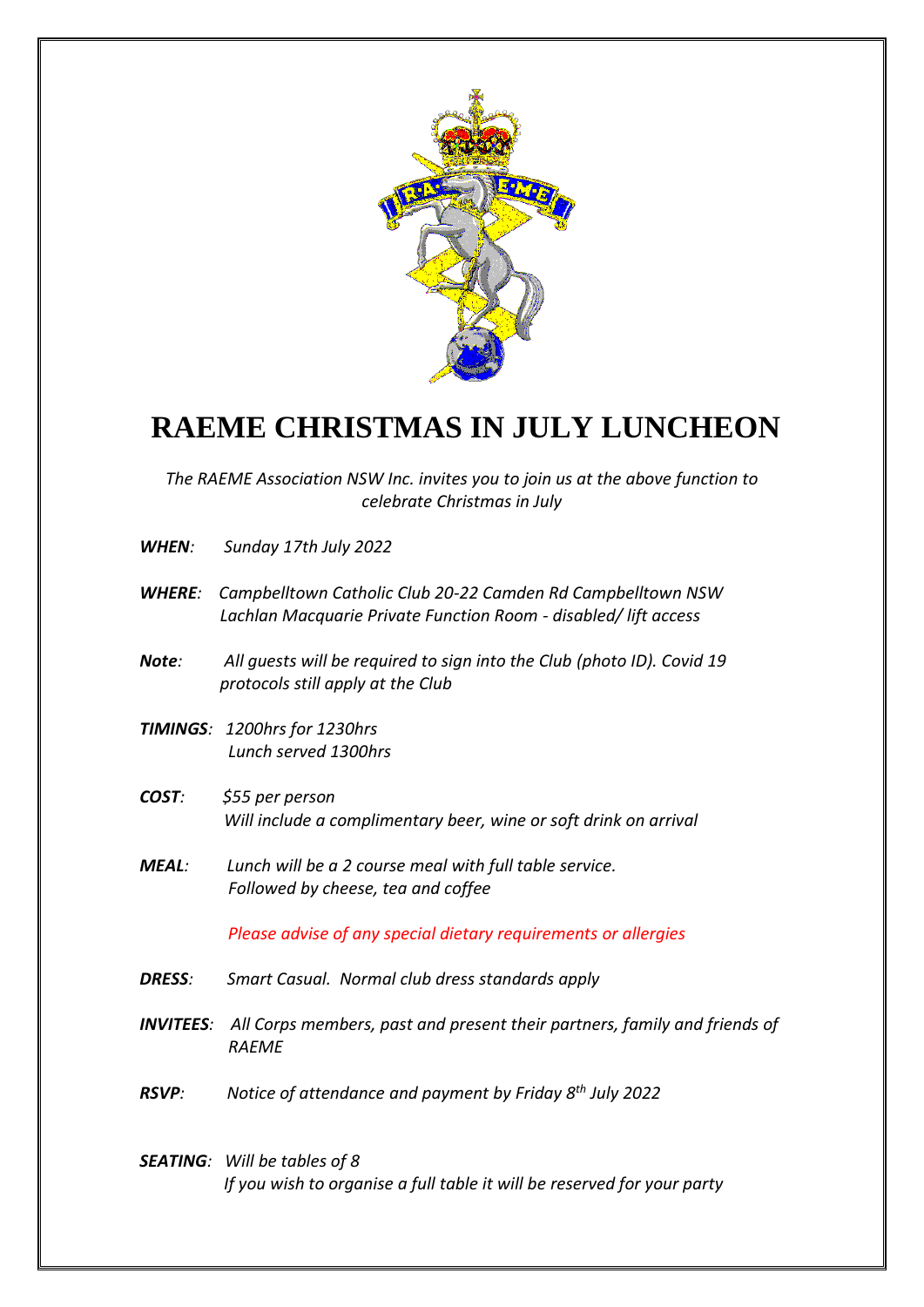# RAEME CHRISTMAS IN JULY LUNCHEON

*The RAEME Association NSW Inc. invites you to join us at the above function to celebrate Christmas in July*

***WHEN**: Sunday 17th July 2022*

***WHERE**: Campbelltown Catholic Club 20-22 Camden Rd Campbelltown NSW*
*Lachlan Macquarie Private Function Room - disabled/ lift access*

***Note**: All guests will be required to sign into the Club (photo ID). Covid 19 protocols still apply at the Club*

***TIMINGS**: 1200hrs for 1230hrs*
*Lunch served 1300hrs*

***COST**: $55 per person*
*Will include a complimentary beer, wine or soft drink on arrival*

***MEAL**: Lunch will be a 2 course meal with full table service.*
*Followed by cheese, tea and coffee*

*Please advise of any special dietary requirements or allergies*

***DRESS**: Smart Casual. Normal club dress standards apply*

***INVITEES**: All Corps members, past and present their partners, family and friends of RAEME*

***RSVP**: Notice of attendance and payment by Friday 8th July 2022*

***SEATING**: Will be tables of 8*
*If you wish to organise a full table it will be reserved for your party*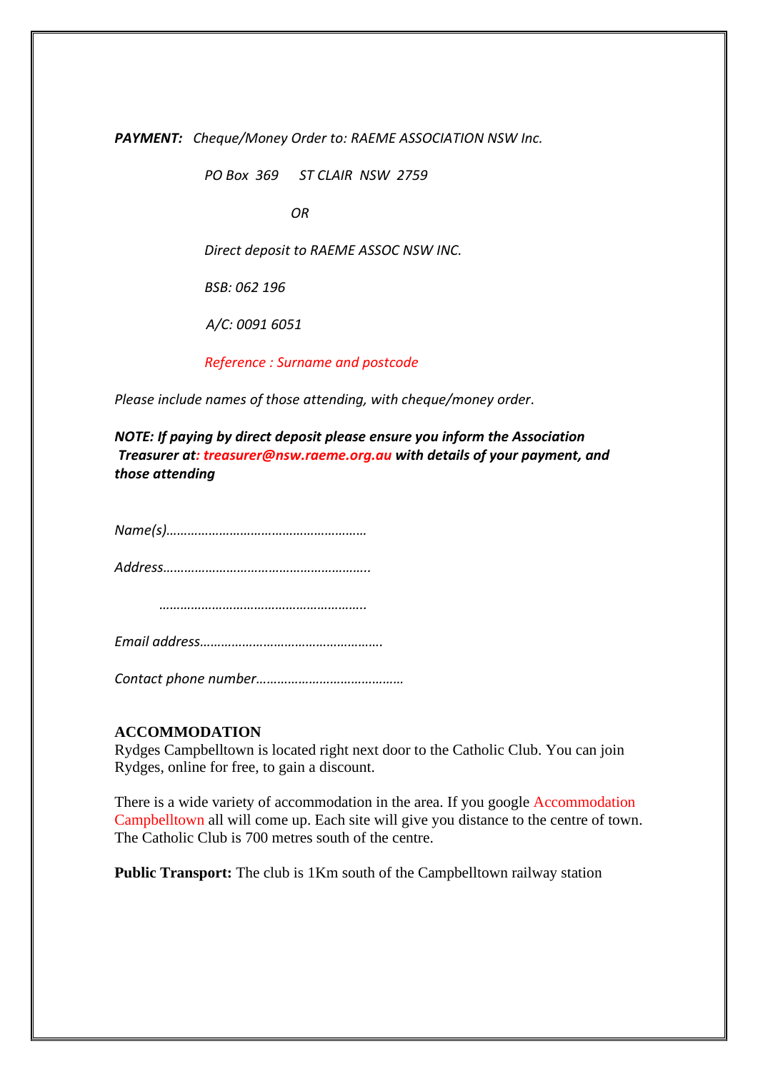***PAYMENT:*** *Cheque/Money Order to: RAEME ASSOCIATION NSW Inc.*

*PO Box 369 ST CLAIR NSW 2759*

*OR*

*Direct deposit to RAEME ASSOC NSW INC.*

*BSB: 062 196*

*A/C: 0091 6051*

*Reference : Surname and postcode*

*Please include names of those attending, with cheque/money order.*

***NOTE: If paying by direct deposit please ensure you inform the Association Treasurer at: treasurer@nsw.raeme.org.au with details of your payment, and those attending***

*Name(s)…………………………………………………*

*Address…………………………………………………..*

*…………………………………………………..*

*Email address…………………………………………….*

*Contact phone number……………………………………*

**ACCOMMODATION**

Rydges Campbelltown is located right next door to the Catholic Club. You can join Rydges, online for free, to gain a discount.

There is a wide variety of accommodation in the area. If you google Accommodation Campbelltown all will come up. Each site will give you distance to the centre of town. The Catholic Club is 700 metres south of the centre.

**Public Transport:** The club is 1Km south of the Campbelltown railway station